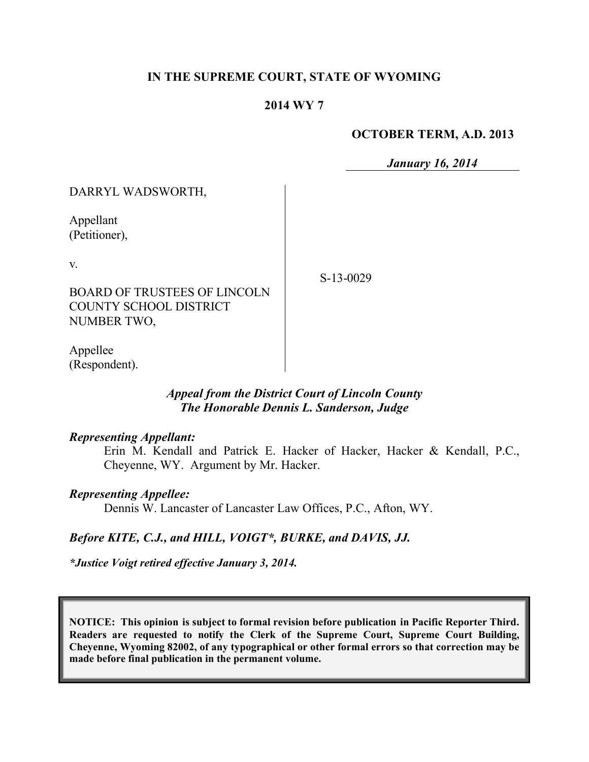**IN THE SUPREME COURT, STATE OF WYOMING**

**2014 WY 7**

**OCTOBER TERM, A.D. 2013**

***January 16, 2014***

DARRYL WADSWORTH,

Appellant
(Petitioner),

v.

BOARD OF TRUSTEES OF LINCOLN COUNTY SCHOOL DISTRICT NUMBER TWO,

Appellee
(Respondent).

S-13-0029

***Appeal from the District Court of Lincoln County***
***The Honorable Dennis L. Sanderson, Judge***

***Representing Appellant:***

Erin M. Kendall and Patrick E. Hacker of Hacker, Hacker & Kendall, P.C., Cheyenne, WY. Argument by Mr. Hacker.

***Representing Appellee:***

Dennis W. Lancaster of Lancaster Law Offices, P.C., Afton, WY.

***Before KITE, C.J., and HILL, VOIGT\*, BURKE, and DAVIS, JJ.***

***\*Justice Voigt retired effective January 3, 2014.***

**NOTICE: This opinion is subject to formal revision before publication in Pacific Reporter Third. Readers are requested to notify the Clerk of the Supreme Court, Supreme Court Building, Cheyenne, Wyoming 82002, of any typographical or other formal errors so that correction may be made before final publication in the permanent volume.**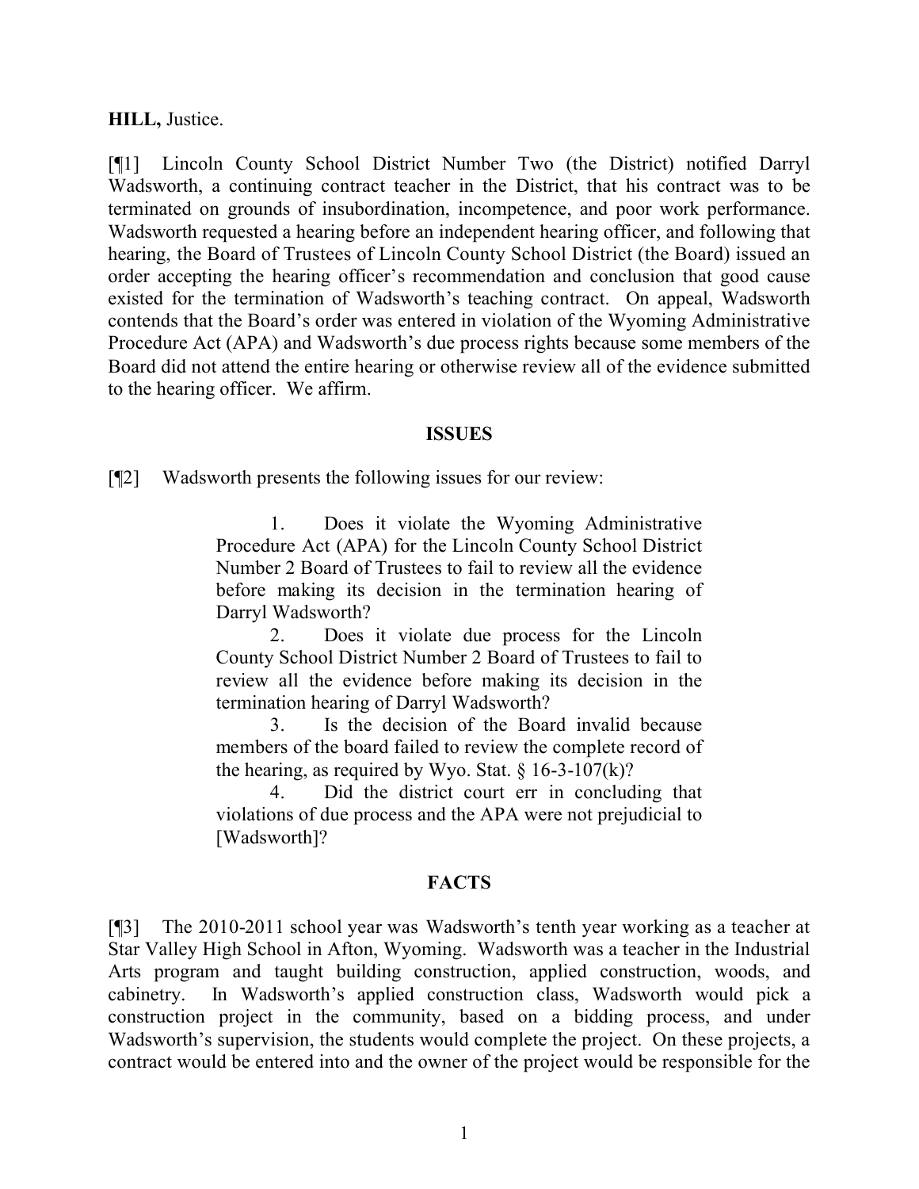**HILL,** Justice.

[¶1] Lincoln County School District Number Two (the District) notified Darryl Wadsworth, a continuing contract teacher in the District, that his contract was to be terminated on grounds of insubordination, incompetence, and poor work performance. Wadsworth requested a hearing before an independent hearing officer, and following that hearing, the Board of Trustees of Lincoln County School District (the Board) issued an order accepting the hearing officer's recommendation and conclusion that good cause existed for the termination of Wadsworth's teaching contract. On appeal, Wadsworth contends that the Board's order was entered in violation of the Wyoming Administrative Procedure Act (APA) and Wadsworth's due process rights because some members of the Board did not attend the entire hearing or otherwise review all of the evidence submitted to the hearing officer. We affirm.

## ISSUES

[¶2] Wadsworth presents the following issues for our review:

> 1. Does it violate the Wyoming Administrative Procedure Act (APA) for the Lincoln County School District Number 2 Board of Trustees to fail to review all the evidence before making its decision in the termination hearing of Darryl Wadsworth?
>
> 2. Does it violate due process for the Lincoln County School District Number 2 Board of Trustees to fail to review all the evidence before making its decision in the termination hearing of Darryl Wadsworth?
>
> 3. Is the decision of the Board invalid because members of the board failed to review the complete record of the hearing, as required by Wyo. Stat. § 16-3-107(k)?
>
> 4. Did the district court err in concluding that violations of due process and the APA were not prejudicial to [Wadsworth]?

## FACTS

[¶3] The 2010-2011 school year was Wadsworth's tenth year working as a teacher at Star Valley High School in Afton, Wyoming. Wadsworth was a teacher in the Industrial Arts program and taught building construction, applied construction, woods, and cabinetry. In Wadsworth's applied construction class, Wadsworth would pick a construction project in the community, based on a bidding process, and under Wadsworth's supervision, the students would complete the project. On these projects, a contract would be entered into and the owner of the project would be responsible for the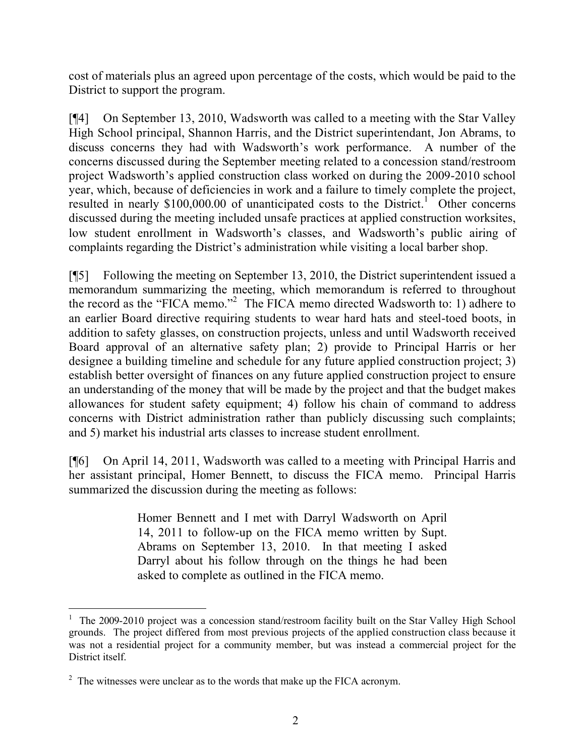cost of materials plus an agreed upon percentage of the costs, which would be paid to the District to support the program.

[¶4] On September 13, 2010, Wadsworth was called to a meeting with the Star Valley High School principal, Shannon Harris, and the District superintendant, Jon Abrams, to discuss concerns they had with Wadsworth's work performance. A number of the concerns discussed during the September meeting related to a concession stand/restroom project Wadsworth's applied construction class worked on during the 2009-2010 school year, which, because of deficiencies in work and a failure to timely complete the project, resulted in nearly $100,000.00 of unanticipated costs to the District.[1] Other concerns discussed during the meeting included unsafe practices at applied construction worksites, low student enrollment in Wadsworth's classes, and Wadsworth's public airing of complaints regarding the District's administration while visiting a local barber shop.

[¶5] Following the meeting on September 13, 2010, the District superintendent issued a memorandum summarizing the meeting, which memorandum is referred to throughout the record as the "FICA memo."[2] The FICA memo directed Wadsworth to: 1) adhere to an earlier Board directive requiring students to wear hard hats and steel-toed boots, in addition to safety glasses, on construction projects, unless and until Wadsworth received Board approval of an alternative safety plan; 2) provide to Principal Harris or her designee a building timeline and schedule for any future applied construction project; 3) establish better oversight of finances on any future applied construction project to ensure an understanding of the money that will be made by the project and that the budget makes allowances for student safety equipment; 4) follow his chain of command to address concerns with District administration rather than publicly discussing such complaints; and 5) market his industrial arts classes to increase student enrollment.

[¶6] On April 14, 2011, Wadsworth was called to a meeting with Principal Harris and her assistant principal, Homer Bennett, to discuss the FICA memo. Principal Harris summarized the discussion during the meeting as follows:

> Homer Bennett and I met with Darryl Wadsworth on April 14, 2011 to follow-up on the FICA memo written by Supt. Abrams on September 13, 2010. In that meeting I asked Darryl about his follow through on the things he had been asked to complete as outlined in the FICA memo.

---

[1] The 2009-2010 project was a concession stand/restroom facility built on the Star Valley High School grounds. The project differed from most previous projects of the applied construction class because it was not a residential project for a community member, but was instead a commercial project for the District itself.

[2] The witnesses were unclear as to the words that make up the FICA acronym.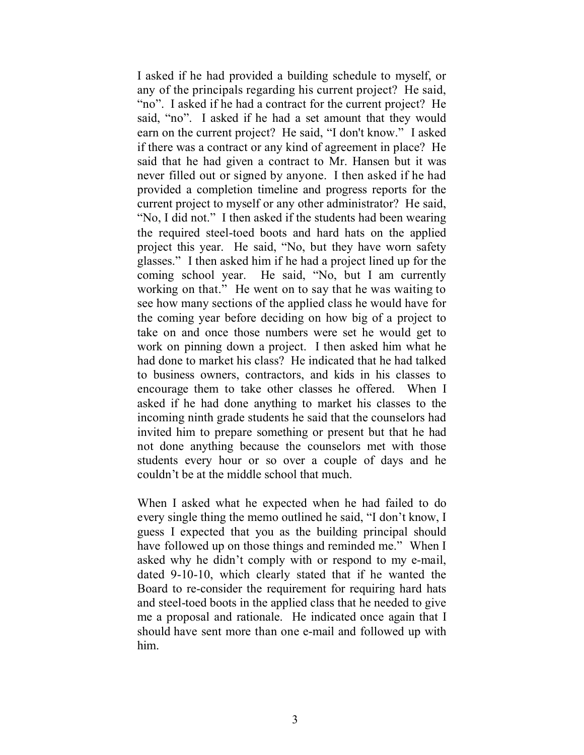I asked if he had provided a building schedule to myself, or any of the principals regarding his current project? He said, "no". I asked if he had a contract for the current project? He said, "no". I asked if he had a set amount that they would earn on the current project? He said, "I don't know." I asked if there was a contract or any kind of agreement in place? He said that he had given a contract to Mr. Hansen but it was never filled out or signed by anyone. I then asked if he had provided a completion timeline and progress reports for the current project to myself or any other administrator? He said, "No, I did not." I then asked if the students had been wearing the required steel-toed boots and hard hats on the applied project this year. He said, "No, but they have worn safety glasses." I then asked him if he had a project lined up for the coming school year. He said, "No, but I am currently working on that." He went on to say that he was waiting to see how many sections of the applied class he would have for the coming year before deciding on how big of a project to take on and once those numbers were set he would get to work on pinning down a project. I then asked him what he had done to market his class? He indicated that he had talked to business owners, contractors, and kids in his classes to encourage them to take other classes he offered. When I asked if he had done anything to market his classes to the incoming ninth grade students he said that the counselors had invited him to prepare something or present but that he had not done anything because the counselors met with those students every hour or so over a couple of days and he couldn't be at the middle school that much.

When I asked what he expected when he had failed to do every single thing the memo outlined he said, "I don't know, I guess I expected that you as the building principal should have followed up on those things and reminded me." When I asked why he didn't comply with or respond to my e-mail, dated 9-10-10, which clearly stated that if he wanted the Board to re-consider the requirement for requiring hard hats and steel-toed boots in the applied class that he needed to give me a proposal and rationale. He indicated once again that I should have sent more than one e-mail and followed up with him.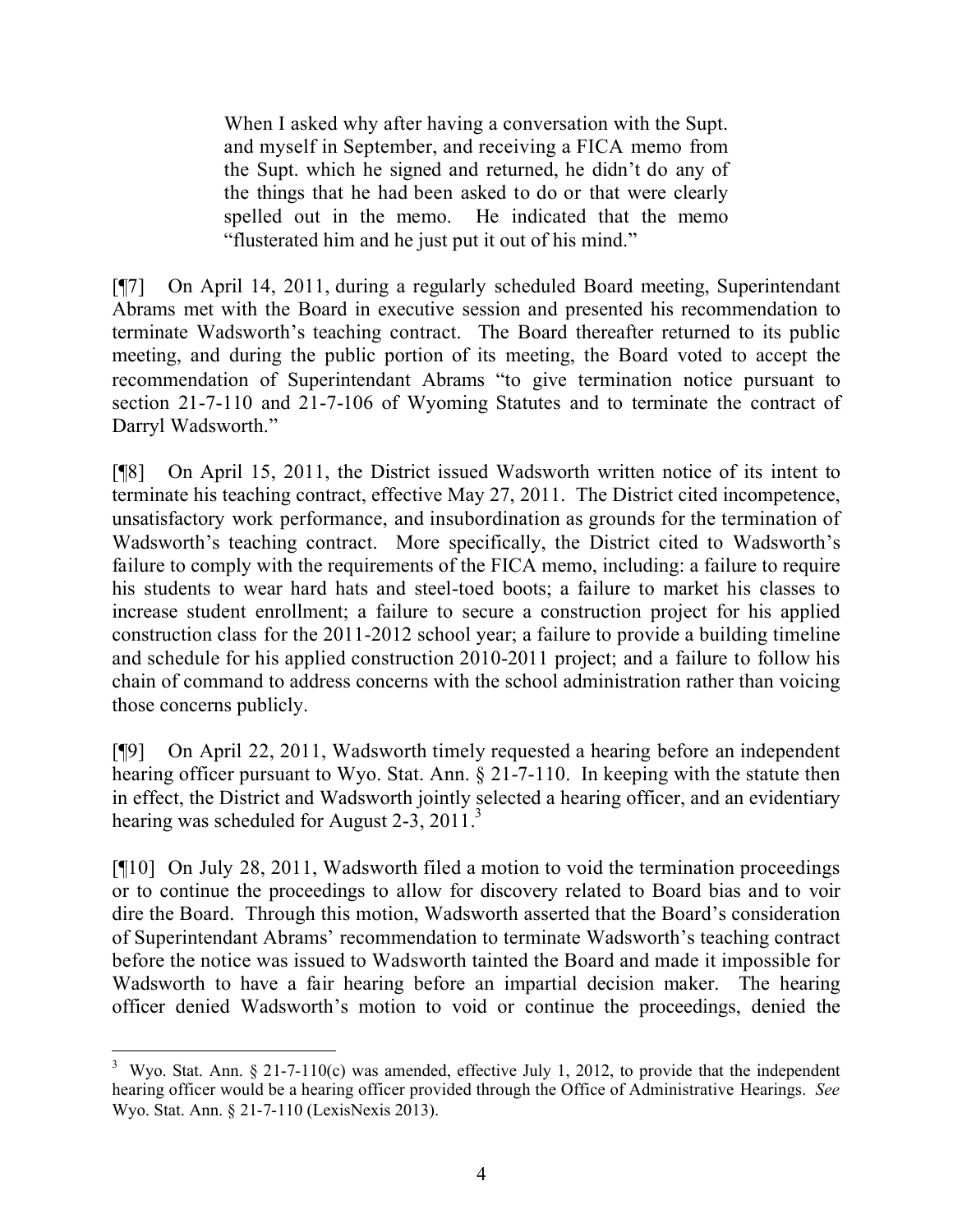> When I asked why after having a conversation with the Supt. and myself in September, and receiving a FICA memo from the Supt. which he signed and returned, he didn't do any of the things that he had been asked to do or that were clearly spelled out in the memo. He indicated that the memo "flusterated him and he just put it out of his mind."

[¶7] On April 14, 2011, during a regularly scheduled Board meeting, Superintendant Abrams met with the Board in executive session and presented his recommendation to terminate Wadsworth's teaching contract. The Board thereafter returned to its public meeting, and during the public portion of its meeting, the Board voted to accept the recommendation of Superintendant Abrams "to give termination notice pursuant to section 21-7-110 and 21-7-106 of Wyoming Statutes and to terminate the contract of Darryl Wadsworth."

[¶8] On April 15, 2011, the District issued Wadsworth written notice of its intent to terminate his teaching contract, effective May 27, 2011. The District cited incompetence, unsatisfactory work performance, and insubordination as grounds for the termination of Wadsworth's teaching contract. More specifically, the District cited to Wadsworth's failure to comply with the requirements of the FICA memo, including: a failure to require his students to wear hard hats and steel-toed boots; a failure to market his classes to increase student enrollment; a failure to secure a construction project for his applied construction class for the 2011-2012 school year; a failure to provide a building timeline and schedule for his applied construction 2010-2011 project; and a failure to follow his chain of command to address concerns with the school administration rather than voicing those concerns publicly.

[¶9] On April 22, 2011, Wadsworth timely requested a hearing before an independent hearing officer pursuant to Wyo. Stat. Ann. § 21-7-110. In keeping with the statute then in effect, the District and Wadsworth jointly selected a hearing officer, and an evidentiary hearing was scheduled for August 2-3, 2011.[3]

[¶10] On July 28, 2011, Wadsworth filed a motion to void the termination proceedings or to continue the proceedings to allow for discovery related to Board bias and to voir dire the Board. Through this motion, Wadsworth asserted that the Board's consideration of Superintendant Abrams' recommendation to terminate Wadsworth's teaching contract before the notice was issued to Wadsworth tainted the Board and made it impossible for Wadsworth to have a fair hearing before an impartial decision maker. The hearing officer denied Wadsworth's motion to void or continue the proceedings, denied the

---

[3] Wyo. Stat. Ann. § 21-7-110(c) was amended, effective July 1, 2012, to provide that the independent hearing officer would be a hearing officer provided through the Office of Administrative Hearings. *See* Wyo. Stat. Ann. § 21-7-110 (LexisNexis 2013).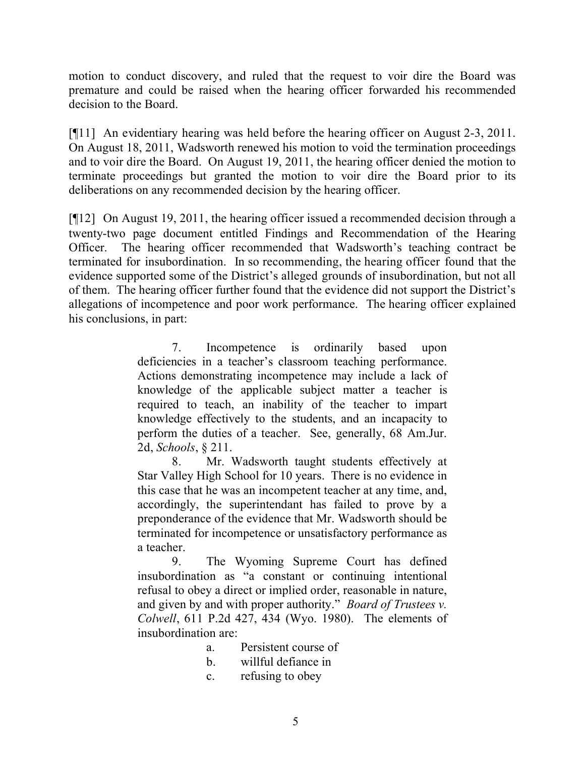motion to conduct discovery, and ruled that the request to voir dire the Board was premature and could be raised when the hearing officer forwarded his recommended decision to the Board.

[¶11] An evidentiary hearing was held before the hearing officer on August 2-3, 2011. On August 18, 2011, Wadsworth renewed his motion to void the termination proceedings and to voir dire the Board. On August 19, 2011, the hearing officer denied the motion to terminate proceedings but granted the motion to voir dire the Board prior to its deliberations on any recommended decision by the hearing officer.

[¶12] On August 19, 2011, the hearing officer issued a recommended decision through a twenty-two page document entitled Findings and Recommendation of the Hearing Officer. The hearing officer recommended that Wadsworth's teaching contract be terminated for insubordination. In so recommending, the hearing officer found that the evidence supported some of the District's alleged grounds of insubordination, but not all of them. The hearing officer further found that the evidence did not support the District's allegations of incompetence and poor work performance. The hearing officer explained his conclusions, in part:

> 7. Incompetence is ordinarily based upon deficiencies in a teacher's classroom teaching performance. Actions demonstrating incompetence may include a lack of knowledge of the applicable subject matter a teacher is required to teach, an inability of the teacher to impart knowledge effectively to the students, and an incapacity to perform the duties of a teacher. See, generally, 68 Am.Jur. 2d, *Schools*, § 211.
>
> 8. Mr. Wadsworth taught students effectively at Star Valley High School for 10 years. There is no evidence in this case that he was an incompetent teacher at any time, and, accordingly, the superintendant has failed to prove by a preponderance of the evidence that Mr. Wadsworth should be terminated for incompetence or unsatisfactory performance as a teacher.
>
> 9. The Wyoming Supreme Court has defined insubordination as "a constant or continuing intentional refusal to obey a direct or implied order, reasonable in nature, and given by and with proper authority." *Board of Trustees v. Colwell*, 611 P.2d 427, 434 (Wyo. 1980). The elements of insubordination are:
>
> a. Persistent course of
> b. willful defiance in
> c. refusing to obey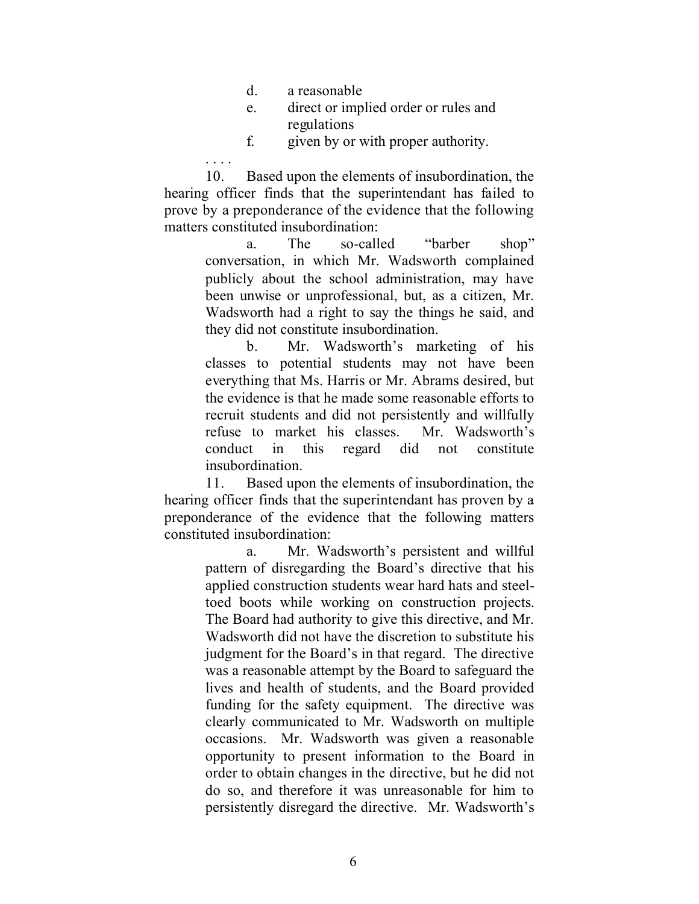d. a reasonable

e. direct or implied order or rules and regulations

f. given by or with proper authority.

. . . .

10. Based upon the elements of insubordination, the hearing officer finds that the superintendant has failed to prove by a preponderance of the evidence that the following matters constituted insubordination:

a. The so-called "barber shop" conversation, in which Mr. Wadsworth complained publicly about the school administration, may have been unwise or unprofessional, but, as a citizen, Mr. Wadsworth had a right to say the things he said, and they did not constitute insubordination.

b. Mr. Wadsworth's marketing of his classes to potential students may not have been everything that Ms. Harris or Mr. Abrams desired, but the evidence is that he made some reasonable efforts to recruit students and did not persistently and willfully refuse to market his classes. Mr. Wadsworth's conduct in this regard did not constitute insubordination.

11. Based upon the elements of insubordination, the hearing officer finds that the superintendant has proven by a preponderance of the evidence that the following matters constituted insubordination:

a. Mr. Wadsworth's persistent and willful pattern of disregarding the Board's directive that his applied construction students wear hard hats and steel-toed boots while working on construction projects. The Board had authority to give this directive, and Mr. Wadsworth did not have the discretion to substitute his judgment for the Board's in that regard. The directive was a reasonable attempt by the Board to safeguard the lives and health of students, and the Board provided funding for the safety equipment. The directive was clearly communicated to Mr. Wadsworth on multiple occasions. Mr. Wadsworth was given a reasonable opportunity to present information to the Board in order to obtain changes in the directive, but he did not do so, and therefore it was unreasonable for him to persistently disregard the directive. Mr. Wadsworth's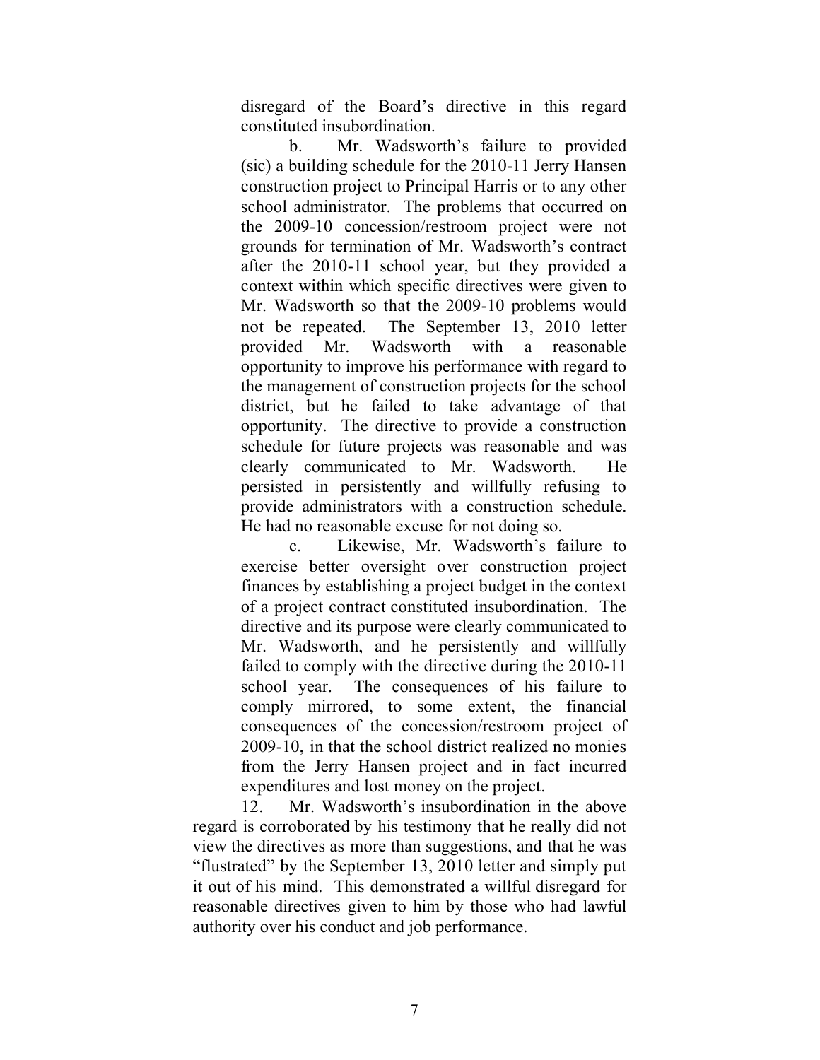disregard of the Board's directive in this regard constituted insubordination.

b. Mr. Wadsworth's failure to provided (sic) a building schedule for the 2010-11 Jerry Hansen construction project to Principal Harris or to any other school administrator. The problems that occurred on the 2009-10 concession/restroom project were not grounds for termination of Mr. Wadsworth's contract after the 2010-11 school year, but they provided a context within which specific directives were given to Mr. Wadsworth so that the 2009-10 problems would not be repeated. The September 13, 2010 letter provided Mr. Wadsworth with a reasonable opportunity to improve his performance with regard to the management of construction projects for the school district, but he failed to take advantage of that opportunity. The directive to provide a construction schedule for future projects was reasonable and was clearly communicated to Mr. Wadsworth. He persisted in persistently and willfully refusing to provide administrators with a construction schedule. He had no reasonable excuse for not doing so.

c. Likewise, Mr. Wadsworth's failure to exercise better oversight over construction project finances by establishing a project budget in the context of a project contract constituted insubordination. The directive and its purpose were clearly communicated to Mr. Wadsworth, and he persistently and willfully failed to comply with the directive during the 2010-11 school year. The consequences of his failure to comply mirrored, to some extent, the financial consequences of the concession/restroom project of 2009-10, in that the school district realized no monies from the Jerry Hansen project and in fact incurred expenditures and lost money on the project.

12. Mr. Wadsworth's insubordination in the above regard is corroborated by his testimony that he really did not view the directives as more than suggestions, and that he was "flustrated" by the September 13, 2010 letter and simply put it out of his mind. This demonstrated a willful disregard for reasonable directives given to him by those who had lawful authority over his conduct and job performance.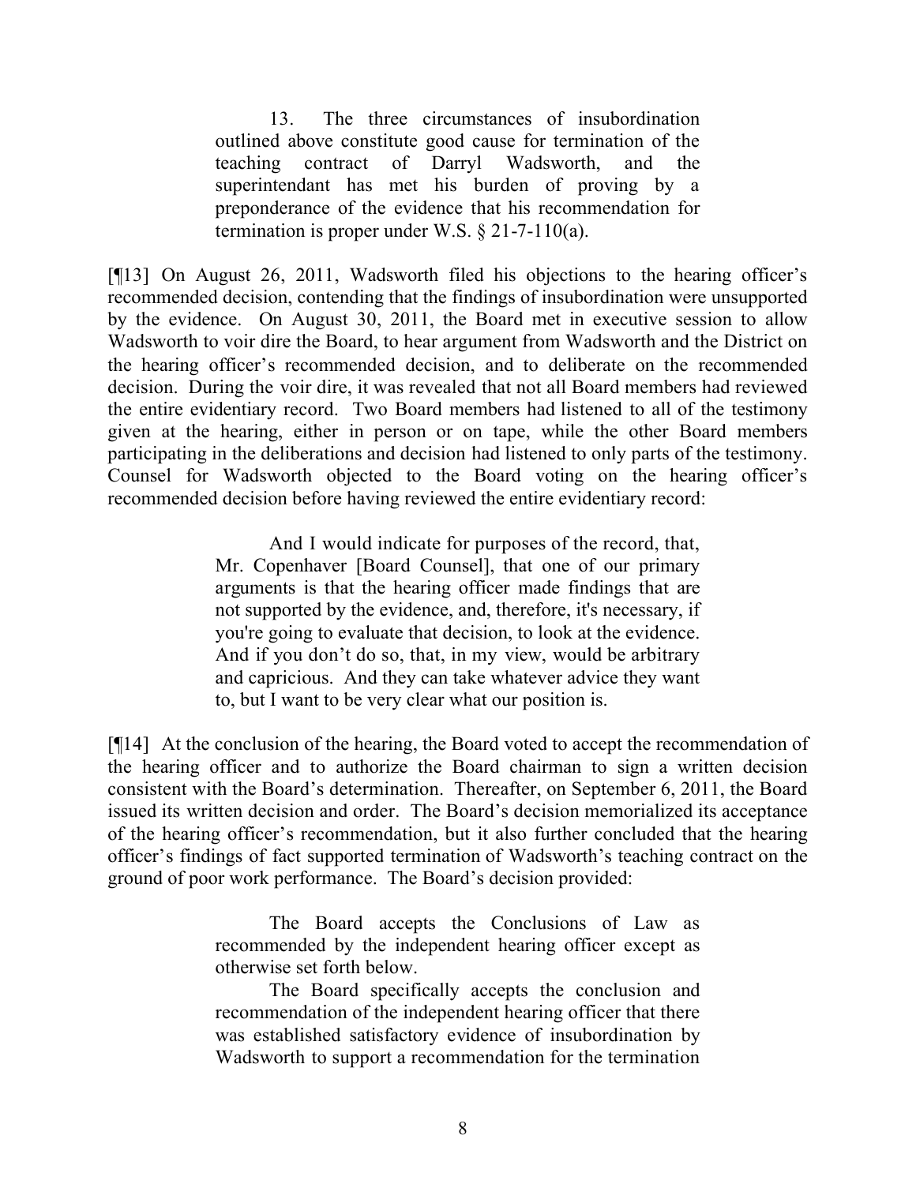> 13. The three circumstances of insubordination outlined above constitute good cause for termination of the teaching contract of Darryl Wadsworth, and the superintendant has met his burden of proving by a preponderance of the evidence that his recommendation for termination is proper under W.S. § 21-7-110(a).

[¶13] On August 26, 2011, Wadsworth filed his objections to the hearing officer's recommended decision, contending that the findings of insubordination were unsupported by the evidence. On August 30, 2011, the Board met in executive session to allow Wadsworth to voir dire the Board, to hear argument from Wadsworth and the District on the hearing officer's recommended decision, and to deliberate on the recommended decision. During the voir dire, it was revealed that not all Board members had reviewed the entire evidentiary record. Two Board members had listened to all of the testimony given at the hearing, either in person or on tape, while the other Board members participating in the deliberations and decision had listened to only parts of the testimony. Counsel for Wadsworth objected to the Board voting on the hearing officer's recommended decision before having reviewed the entire evidentiary record:

> And I would indicate for purposes of the record, that, Mr. Copenhaver [Board Counsel], that one of our primary arguments is that the hearing officer made findings that are not supported by the evidence, and, therefore, it's necessary, if you're going to evaluate that decision, to look at the evidence. And if you don't do so, that, in my view, would be arbitrary and capricious. And they can take whatever advice they want to, but I want to be very clear what our position is.

[¶14] At the conclusion of the hearing, the Board voted to accept the recommendation of the hearing officer and to authorize the Board chairman to sign a written decision consistent with the Board's determination. Thereafter, on September 6, 2011, the Board issued its written decision and order. The Board's decision memorialized its acceptance of the hearing officer's recommendation, but it also further concluded that the hearing officer's findings of fact supported termination of Wadsworth's teaching contract on the ground of poor work performance. The Board's decision provided:

> The Board accepts the Conclusions of Law as recommended by the independent hearing officer except as otherwise set forth below.
>
> The Board specifically accepts the conclusion and recommendation of the independent hearing officer that there was established satisfactory evidence of insubordination by Wadsworth to support a recommendation for the termination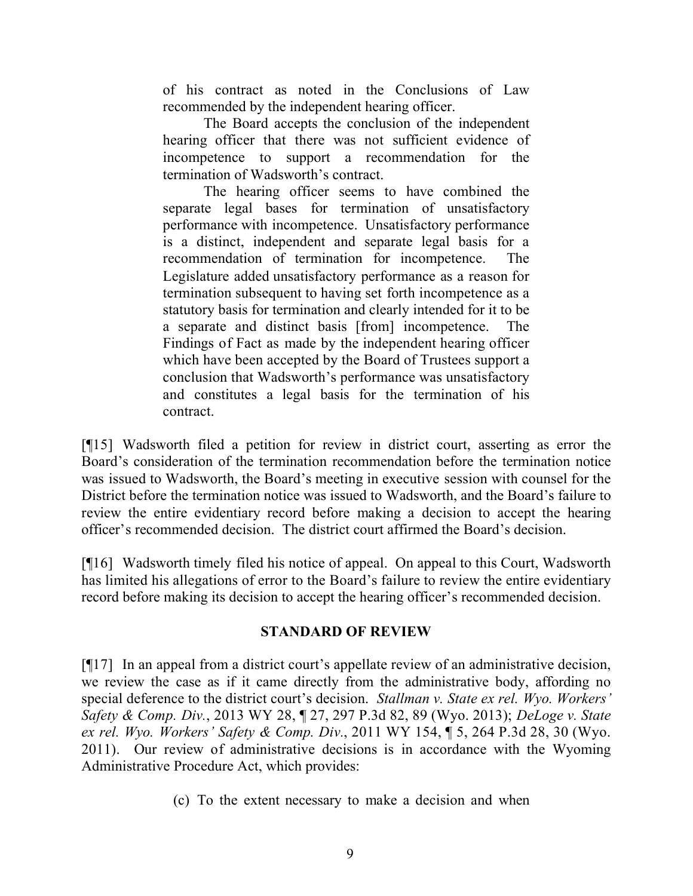> of his contract as noted in the Conclusions of Law recommended by the independent hearing officer.
>
> The Board accepts the conclusion of the independent hearing officer that there was not sufficient evidence of incompetence to support a recommendation for the termination of Wadsworth's contract.
>
> The hearing officer seems to have combined the separate legal bases for termination of unsatisfactory performance with incompetence. Unsatisfactory performance is a distinct, independent and separate legal basis for a recommendation of termination for incompetence. The Legislature added unsatisfactory performance as a reason for termination subsequent to having set forth incompetence as a statutory basis for termination and clearly intended for it to be a separate and distinct basis [from] incompetence. The Findings of Fact as made by the independent hearing officer which have been accepted by the Board of Trustees support a conclusion that Wadsworth's performance was unsatisfactory and constitutes a legal basis for the termination of his contract.

[¶15] Wadsworth filed a petition for review in district court, asserting as error the Board's consideration of the termination recommendation before the termination notice was issued to Wadsworth, the Board's meeting in executive session with counsel for the District before the termination notice was issued to Wadsworth, and the Board's failure to review the entire evidentiary record before making a decision to accept the hearing officer's recommended decision. The district court affirmed the Board's decision.

[¶16] Wadsworth timely filed his notice of appeal. On appeal to this Court, Wadsworth has limited his allegations of error to the Board's failure to review the entire evidentiary record before making its decision to accept the hearing officer's recommended decision.

## STANDARD OF REVIEW

[¶17] In an appeal from a district court's appellate review of an administrative decision, we review the case as if it came directly from the administrative body, affording no special deference to the district court's decision. *Stallman v. State ex rel. Wyo. Workers' Safety & Comp. Div.*, 2013 WY 28, ¶ 27, 297 P.3d 82, 89 (Wyo. 2013); *DeLoge v. State ex rel. Wyo. Workers' Safety & Comp. Div.*, 2011 WY 154, ¶ 5, 264 P.3d 28, 30 (Wyo. 2011). Our review of administrative decisions is in accordance with the Wyoming Administrative Procedure Act, which provides:

> (c) To the extent necessary to make a decision and when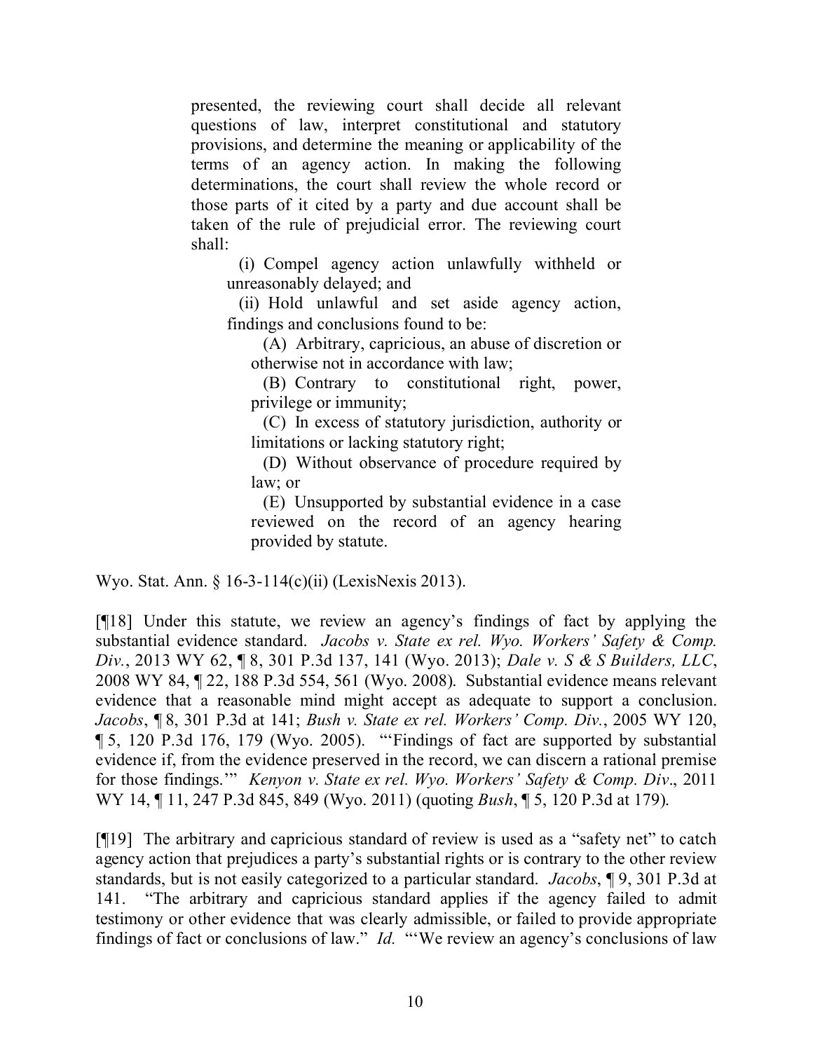presented, the reviewing court shall decide all relevant questions of law, interpret constitutional and statutory provisions, and determine the meaning or applicability of the terms of an agency action. In making the following determinations, the court shall review the whole record or those parts of it cited by a party and due account shall be taken of the rule of prejudicial error. The reviewing court shall:

> (i) Compel agency action unlawfully withheld or unreasonably delayed; and
>
> (ii) Hold unlawful and set aside agency action, findings and conclusions found to be:
>
> > (A) Arbitrary, capricious, an abuse of discretion or otherwise not in accordance with law;
> >
> > (B) Contrary to constitutional right, power, privilege or immunity;
> >
> > (C) In excess of statutory jurisdiction, authority or limitations or lacking statutory right;
> >
> > (D) Without observance of procedure required by law; or
> >
> > (E) Unsupported by substantial evidence in a case reviewed on the record of an agency hearing provided by statute.

Wyo. Stat. Ann. § 16-3-114(c)(ii) (LexisNexis 2013).

[¶18] Under this statute, we review an agency's findings of fact by applying the substantial evidence standard. *Jacobs v. State ex rel. Wyo. Workers' Safety & Comp. Div.*, 2013 WY 62, ¶ 8, 301 P.3d 137, 141 (Wyo. 2013); *Dale v. S & S Builders, LLC*, 2008 WY 84, ¶ 22, 188 P.3d 554, 561 (Wyo. 2008). Substantial evidence means relevant evidence that a reasonable mind might accept as adequate to support a conclusion. *Jacobs*, ¶ 8, 301 P.3d at 141; *Bush v. State ex rel. Workers' Comp. Div.*, 2005 WY 120, ¶ 5, 120 P.3d 176, 179 (Wyo. 2005). "'Findings of fact are supported by substantial evidence if, from the evidence preserved in the record, we can discern a rational premise for those findings.'" *Kenyon v. State ex rel. Wyo. Workers' Safety & Comp. Div*., 2011 WY 14, ¶ 11, 247 P.3d 845, 849 (Wyo. 2011) (quoting *Bush*, ¶ 5, 120 P.3d at 179).

[¶19] The arbitrary and capricious standard of review is used as a "safety net" to catch agency action that prejudices a party's substantial rights or is contrary to the other review standards, but is not easily categorized to a particular standard. *Jacobs*, ¶ 9, 301 P.3d at 141. "The arbitrary and capricious standard applies if the agency failed to admit testimony or other evidence that was clearly admissible, or failed to provide appropriate findings of fact or conclusions of law." *Id.* "'We review an agency's conclusions of law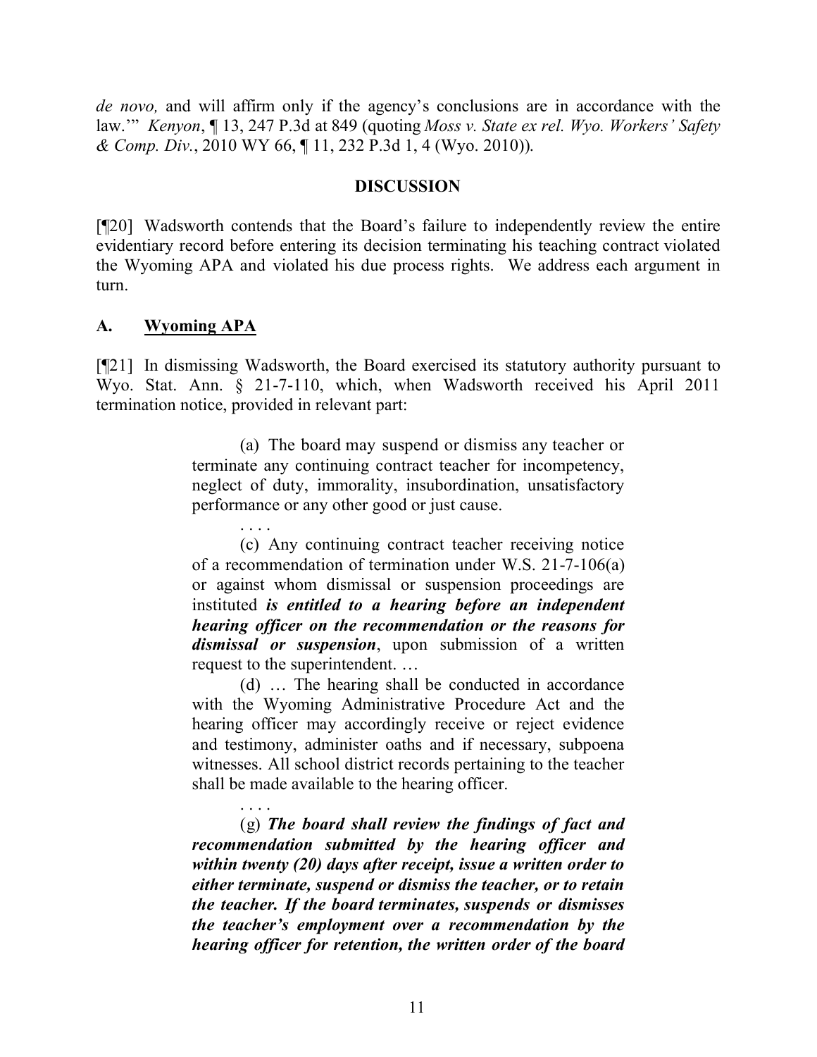*de novo,* and will affirm only if the agency's conclusions are in accordance with the law.'" *Kenyon*, ¶ 13, 247 P.3d at 849 (quoting *Moss v. State ex rel. Wyo. Workers' Safety & Comp. Div.*, 2010 WY 66, ¶ 11, 232 P.3d 1, 4 (Wyo. 2010)).

## DISCUSSION

[¶20] Wadsworth contends that the Board's failure to independently review the entire evidentiary record before entering its decision terminating his teaching contract violated the Wyoming APA and violated his due process rights. We address each argument in turn.

### A. Wyoming APA

[¶21] In dismissing Wadsworth, the Board exercised its statutory authority pursuant to Wyo. Stat. Ann. § 21-7-110, which, when Wadsworth received his April 2011 termination notice, provided in relevant part:

> (a) The board may suspend or dismiss any teacher or terminate any continuing contract teacher for incompetency, neglect of duty, immorality, insubordination, unsatisfactory performance or any other good or just cause.
>
> . . . .
>
> (c) Any continuing contract teacher receiving notice of a recommendation of termination under W.S. 21-7-106(a) or against whom dismissal or suspension proceedings are instituted ***is entitled to a hearing before an independent hearing officer on the recommendation or the reasons for dismissal or suspension***, upon submission of a written request to the superintendent. …
>
> (d) … The hearing shall be conducted in accordance with the Wyoming Administrative Procedure Act and the hearing officer may accordingly receive or reject evidence and testimony, administer oaths and if necessary, subpoena witnesses. All school district records pertaining to the teacher shall be made available to the hearing officer.
>
> . . . .
>
> (g) ***The board shall review the findings of fact and recommendation submitted by the hearing officer and within twenty (20) days after receipt, issue a written order to either terminate, suspend or dismiss the teacher, or to retain the teacher. If the board terminates, suspends or dismisses the teacher's employment over a recommendation by the hearing officer for retention, the written order of the board***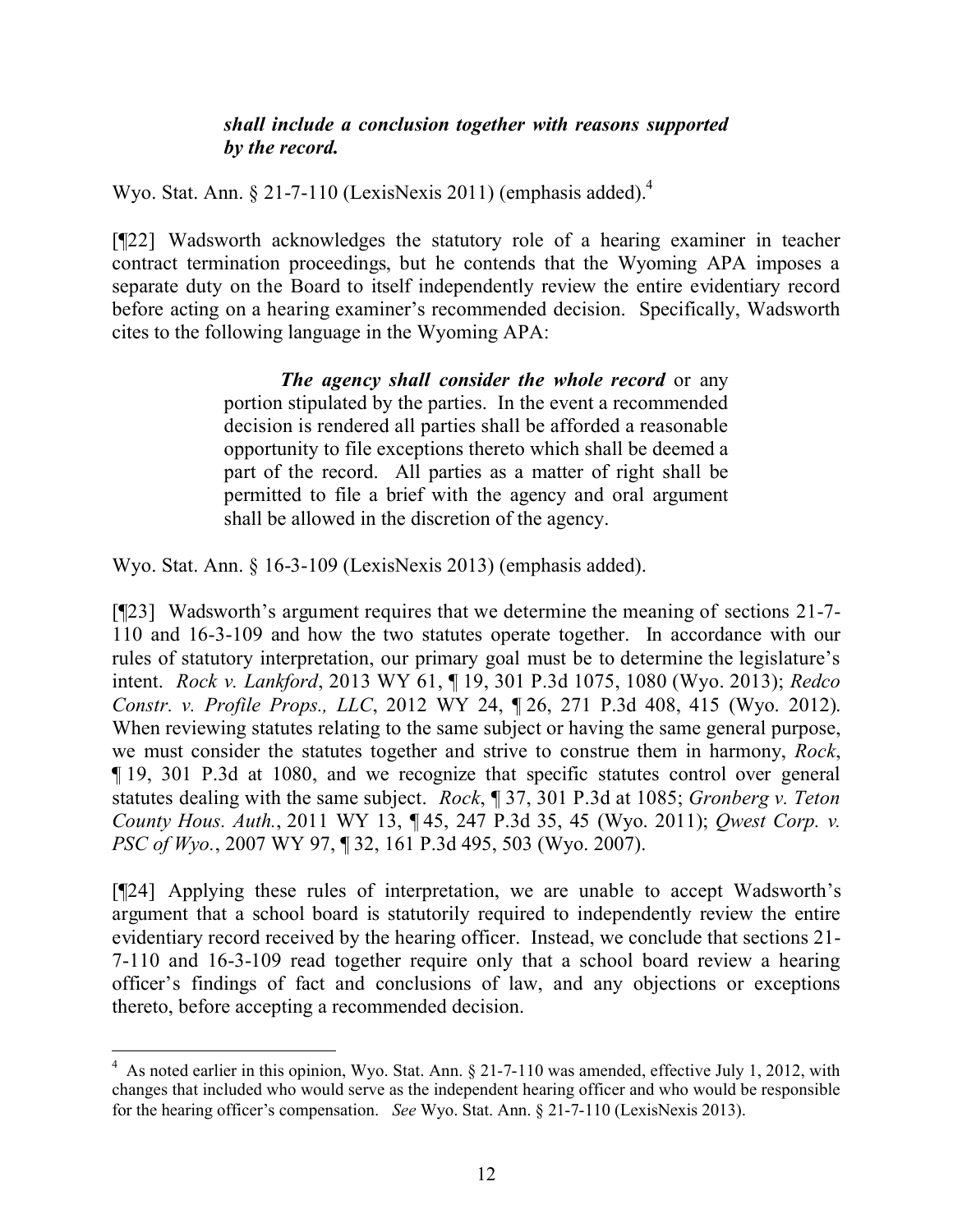> ***shall include a conclusion together with reasons supported by the record.***

Wyo. Stat. Ann. § 21-7-110 (LexisNexis 2011) (emphasis added).[4]

[¶22] Wadsworth acknowledges the statutory role of a hearing examiner in teacher contract termination proceedings, but he contends that the Wyoming APA imposes a separate duty on the Board to itself independently review the entire evidentiary record before acting on a hearing examiner's recommended decision. Specifically, Wadsworth cites to the following language in the Wyoming APA:

> ***The agency shall consider the whole record*** or any portion stipulated by the parties. In the event a recommended decision is rendered all parties shall be afforded a reasonable opportunity to file exceptions thereto which shall be deemed a part of the record. All parties as a matter of right shall be permitted to file a brief with the agency and oral argument shall be allowed in the discretion of the agency.

Wyo. Stat. Ann. § 16-3-109 (LexisNexis 2013) (emphasis added).

[¶23] Wadsworth's argument requires that we determine the meaning of sections 21-7-110 and 16-3-109 and how the two statutes operate together. In accordance with our rules of statutory interpretation, our primary goal must be to determine the legislature's intent. *Rock v. Lankford*, 2013 WY 61, ¶ 19, 301 P.3d 1075, 1080 (Wyo. 2013); *Redco Constr. v. Profile Props., LLC*, 2012 WY 24, ¶ 26, 271 P.3d 408, 415 (Wyo. 2012). When reviewing statutes relating to the same subject or having the same general purpose, we must consider the statutes together and strive to construe them in harmony, *Rock*, ¶ 19, 301 P.3d at 1080, and we recognize that specific statutes control over general statutes dealing with the same subject. *Rock*, ¶ 37, 301 P.3d at 1085; *Gronberg v. Teton County Hous. Auth.*, 2011 WY 13, ¶ 45, 247 P.3d 35, 45 (Wyo. 2011); *Qwest Corp. v. PSC of Wyo.*, 2007 WY 97, ¶ 32, 161 P.3d 495, 503 (Wyo. 2007).

[¶24] Applying these rules of interpretation, we are unable to accept Wadsworth's argument that a school board is statutorily required to independently review the entire evidentiary record received by the hearing officer. Instead, we conclude that sections 21-7-110 and 16-3-109 read together require only that a school board review a hearing officer's findings of fact and conclusions of law, and any objections or exceptions thereto, before accepting a recommended decision.

---

[4] As noted earlier in this opinion, Wyo. Stat. Ann. § 21-7-110 was amended, effective July 1, 2012, with changes that included who would serve as the independent hearing officer and who would be responsible for the hearing officer's compensation. *See* Wyo. Stat. Ann. § 21-7-110 (LexisNexis 2013).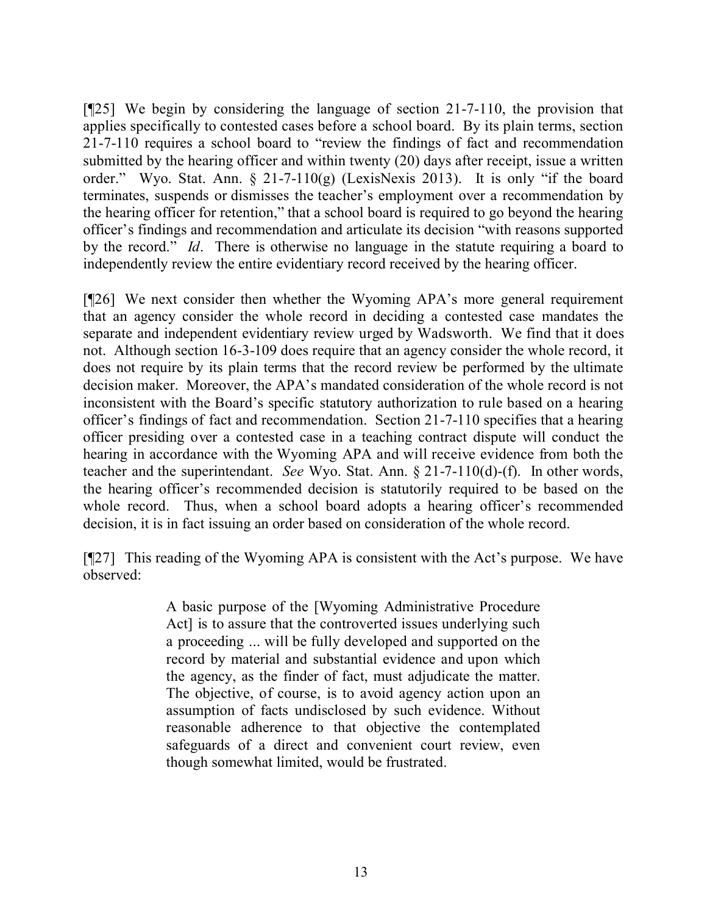[¶25] We begin by considering the language of section 21-7-110, the provision that applies specifically to contested cases before a school board. By its plain terms, section 21-7-110 requires a school board to "review the findings of fact and recommendation submitted by the hearing officer and within twenty (20) days after receipt, issue a written order." Wyo. Stat. Ann. § 21-7-110(g) (LexisNexis 2013). It is only "if the board terminates, suspends or dismisses the teacher's employment over a recommendation by the hearing officer for retention," that a school board is required to go beyond the hearing officer's findings and recommendation and articulate its decision "with reasons supported by the record." *Id*. There is otherwise no language in the statute requiring a board to independently review the entire evidentiary record received by the hearing officer.

[¶26] We next consider then whether the Wyoming APA's more general requirement that an agency consider the whole record in deciding a contested case mandates the separate and independent evidentiary review urged by Wadsworth. We find that it does not. Although section 16-3-109 does require that an agency consider the whole record, it does not require by its plain terms that the record review be performed by the ultimate decision maker. Moreover, the APA's mandated consideration of the whole record is not inconsistent with the Board's specific statutory authorization to rule based on a hearing officer's findings of fact and recommendation. Section 21-7-110 specifies that a hearing officer presiding over a contested case in a teaching contract dispute will conduct the hearing in accordance with the Wyoming APA and will receive evidence from both the teacher and the superintendant. *See* Wyo. Stat. Ann. § 21-7-110(d)-(f). In other words, the hearing officer's recommended decision is statutorily required to be based on the whole record. Thus, when a school board adopts a hearing officer's recommended decision, it is in fact issuing an order based on consideration of the whole record.

[¶27] This reading of the Wyoming APA is consistent with the Act's purpose. We have observed:

> A basic purpose of the [Wyoming Administrative Procedure Act] is to assure that the controverted issues underlying such a proceeding ... will be fully developed and supported on the record by material and substantial evidence and upon which the agency, as the finder of fact, must adjudicate the matter. The objective, of course, is to avoid agency action upon an assumption of facts undisclosed by such evidence. Without reasonable adherence to that objective the contemplated safeguards of a direct and convenient court review, even though somewhat limited, would be frustrated.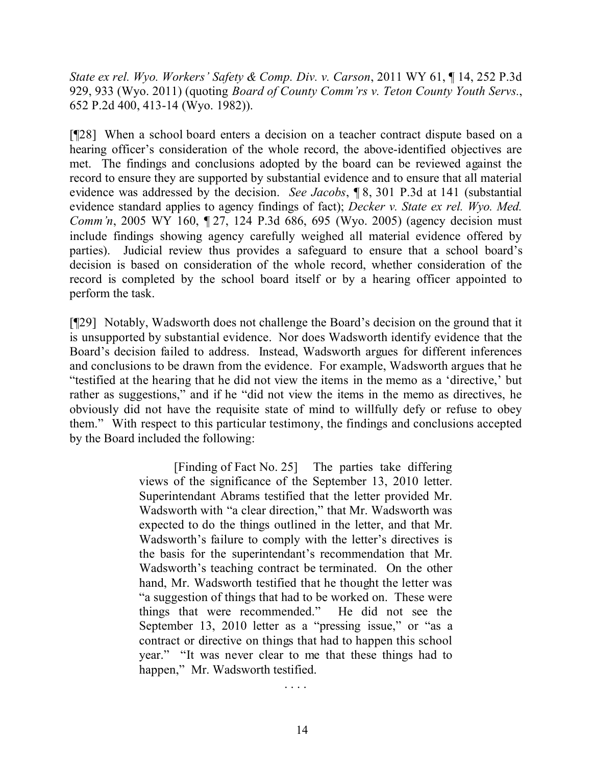*State ex rel. Wyo. Workers' Safety & Comp. Div. v. Carson*, 2011 WY 61, ¶ 14, 252 P.3d 929, 933 (Wyo. 2011) (quoting *Board of County Comm'rs v. Teton County Youth Servs.*, 652 P.2d 400, 413-14 (Wyo. 1982)).

[¶28] When a school board enters a decision on a teacher contract dispute based on a hearing officer's consideration of the whole record, the above-identified objectives are met. The findings and conclusions adopted by the board can be reviewed against the record to ensure they are supported by substantial evidence and to ensure that all material evidence was addressed by the decision. *See Jacobs*, ¶ 8, 301 P.3d at 141 (substantial evidence standard applies to agency findings of fact); *Decker v. State ex rel. Wyo. Med. Comm'n*, 2005 WY 160, ¶ 27, 124 P.3d 686, 695 (Wyo. 2005) (agency decision must include findings showing agency carefully weighed all material evidence offered by parties). Judicial review thus provides a safeguard to ensure that a school board's decision is based on consideration of the whole record, whether consideration of the record is completed by the school board itself or by a hearing officer appointed to perform the task.

[¶29] Notably, Wadsworth does not challenge the Board's decision on the ground that it is unsupported by substantial evidence. Nor does Wadsworth identify evidence that the Board's decision failed to address. Instead, Wadsworth argues for different inferences and conclusions to be drawn from the evidence. For example, Wadsworth argues that he "testified at the hearing that he did not view the items in the memo as a 'directive,' but rather as suggestions," and if he "did not view the items in the memo as directives, he obviously did not have the requisite state of mind to willfully defy or refuse to obey them." With respect to this particular testimony, the findings and conclusions accepted by the Board included the following:

> [Finding of Fact No. 25] The parties take differing views of the significance of the September 13, 2010 letter. Superintendant Abrams testified that the letter provided Mr. Wadsworth with "a clear direction," that Mr. Wadsworth was expected to do the things outlined in the letter, and that Mr. Wadsworth's failure to comply with the letter's directives is the basis for the superintendant's recommendation that Mr. Wadsworth's teaching contract be terminated. On the other hand, Mr. Wadsworth testified that he thought the letter was "a suggestion of things that had to be worked on. These were things that were recommended." He did not see the September 13, 2010 letter as a "pressing issue," or "as a contract or directive on things that had to happen this school year." "It was never clear to me that these things had to happen," Mr. Wadsworth testified.
>
> . . . .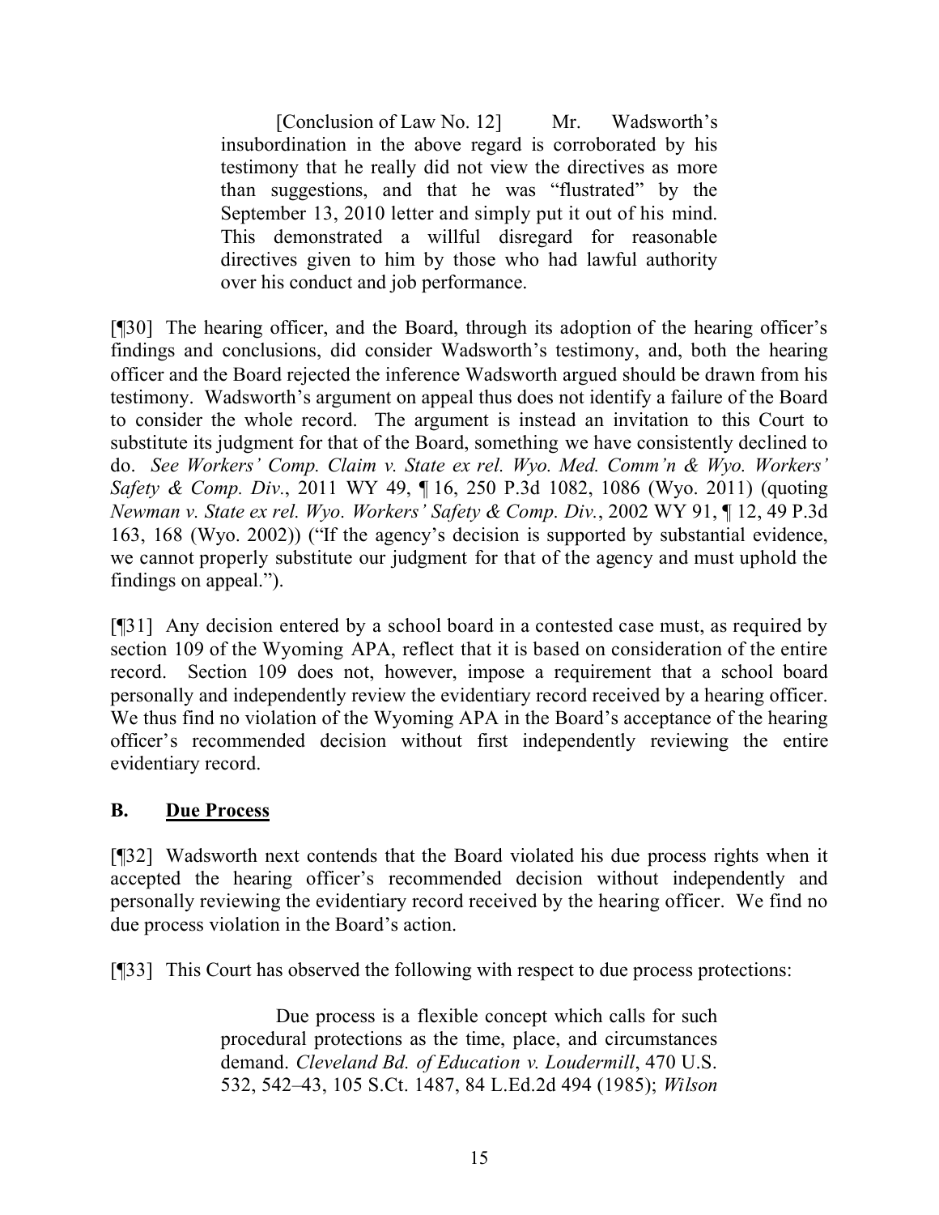> [Conclusion of Law No. 12] Mr. Wadsworth's insubordination in the above regard is corroborated by his testimony that he really did not view the directives as more than suggestions, and that he was "flustrated" by the September 13, 2010 letter and simply put it out of his mind. This demonstrated a willful disregard for reasonable directives given to him by those who had lawful authority over his conduct and job performance.

[¶30] The hearing officer, and the Board, through its adoption of the hearing officer's findings and conclusions, did consider Wadsworth's testimony, and, both the hearing officer and the Board rejected the inference Wadsworth argued should be drawn from his testimony. Wadsworth's argument on appeal thus does not identify a failure of the Board to consider the whole record. The argument is instead an invitation to this Court to substitute its judgment for that of the Board, something we have consistently declined to do. *See Workers' Comp. Claim v. State ex rel. Wyo. Med. Comm'n & Wyo. Workers' Safety & Comp. Div.*, 2011 WY 49, ¶ 16, 250 P.3d 1082, 1086 (Wyo. 2011) (quoting *Newman v. State ex rel. Wyo. Workers' Safety & Comp. Div.*, 2002 WY 91, ¶ 12, 49 P.3d 163, 168 (Wyo. 2002)) ("If the agency's decision is supported by substantial evidence, we cannot properly substitute our judgment for that of the agency and must uphold the findings on appeal.").

[¶31] Any decision entered by a school board in a contested case must, as required by section 109 of the Wyoming APA, reflect that it is based on consideration of the entire record. Section 109 does not, however, impose a requirement that a school board personally and independently review the evidentiary record received by a hearing officer. We thus find no violation of the Wyoming APA in the Board's acceptance of the hearing officer's recommended decision without first independently reviewing the entire evidentiary record.

## B. Due Process

[¶32] Wadsworth next contends that the Board violated his due process rights when it accepted the hearing officer's recommended decision without independently and personally reviewing the evidentiary record received by the hearing officer. We find no due process violation in the Board's action.

[¶33] This Court has observed the following with respect to due process protections:

> Due process is a flexible concept which calls for such procedural protections as the time, place, and circumstances demand. *Cleveland Bd. of Education v. Loudermill*, 470 U.S. 532, 542–43, 105 S.Ct. 1487, 84 L.Ed.2d 494 (1985); *Wilson*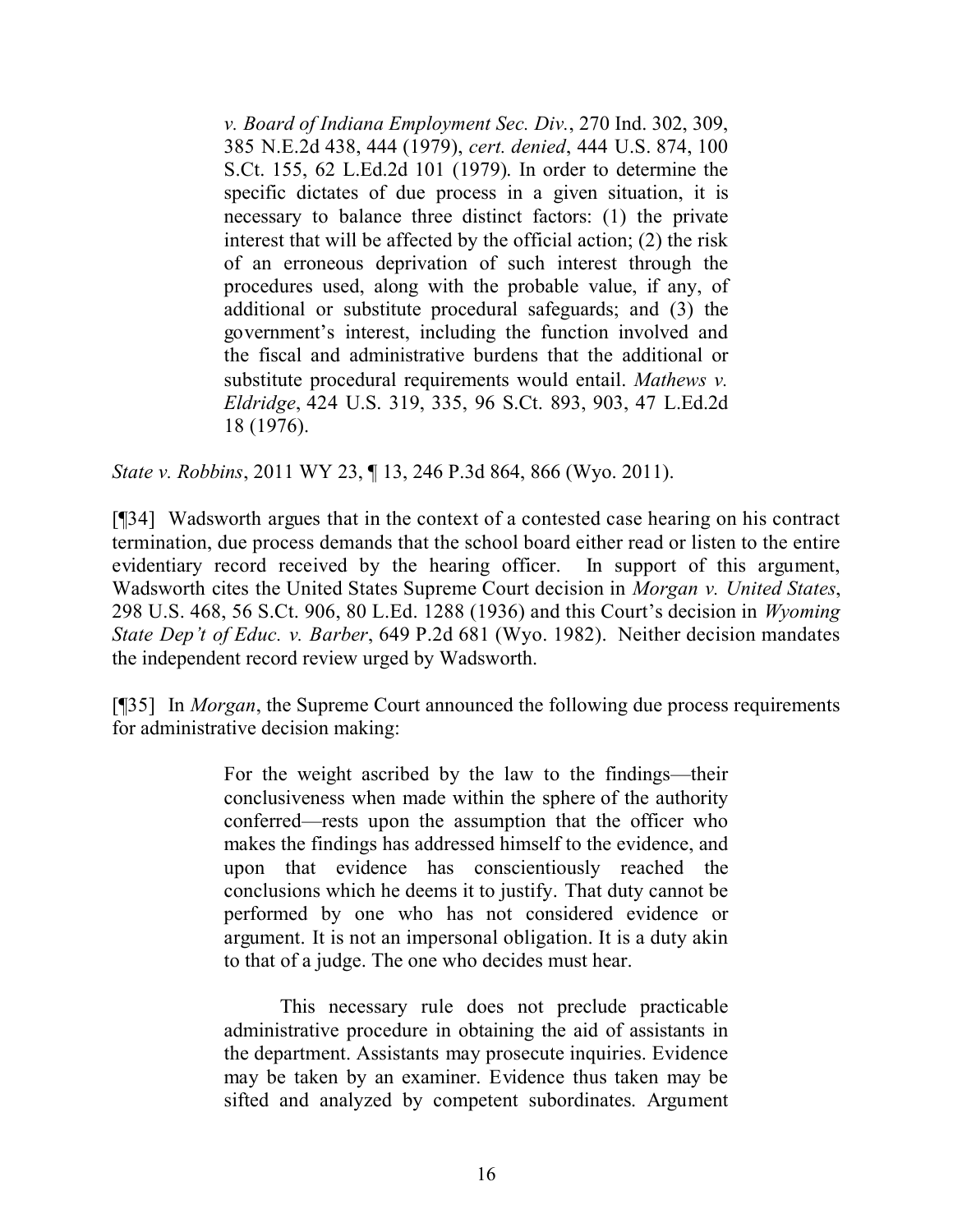> *v. Board of Indiana Employment Sec. Div.*, 270 Ind. 302, 309, 385 N.E.2d 438, 444 (1979), *cert. denied*, 444 U.S. 874, 100 S.Ct. 155, 62 L.Ed.2d 101 (1979). In order to determine the specific dictates of due process in a given situation, it is necessary to balance three distinct factors: (1) the private interest that will be affected by the official action; (2) the risk of an erroneous deprivation of such interest through the procedures used, along with the probable value, if any, of additional or substitute procedural safeguards; and (3) the government's interest, including the function involved and the fiscal and administrative burdens that the additional or substitute procedural requirements would entail. *Mathews v. Eldridge*, 424 U.S. 319, 335, 96 S.Ct. 893, 903, 47 L.Ed.2d 18 (1976).

*State v. Robbins*, 2011 WY 23, ¶ 13, 246 P.3d 864, 866 (Wyo. 2011).

[¶34] Wadsworth argues that in the context of a contested case hearing on his contract termination, due process demands that the school board either read or listen to the entire evidentiary record received by the hearing officer. In support of this argument, Wadsworth cites the United States Supreme Court decision in *Morgan v. United States*, 298 U.S. 468, 56 S.Ct. 906, 80 L.Ed. 1288 (1936) and this Court's decision in *Wyoming State Dep't of Educ. v. Barber*, 649 P.2d 681 (Wyo. 1982). Neither decision mandates the independent record review urged by Wadsworth.

[¶35] In *Morgan*, the Supreme Court announced the following due process requirements for administrative decision making:

> For the weight ascribed by the law to the findings—their conclusiveness when made within the sphere of the authority conferred—rests upon the assumption that the officer who makes the findings has addressed himself to the evidence, and upon that evidence has conscientiously reached the conclusions which he deems it to justify. That duty cannot be performed by one who has not considered evidence or argument. It is not an impersonal obligation. It is a duty akin to that of a judge. The one who decides must hear.
>
> This necessary rule does not preclude practicable administrative procedure in obtaining the aid of assistants in the department. Assistants may prosecute inquiries. Evidence may be taken by an examiner. Evidence thus taken may be sifted and analyzed by competent subordinates. Argument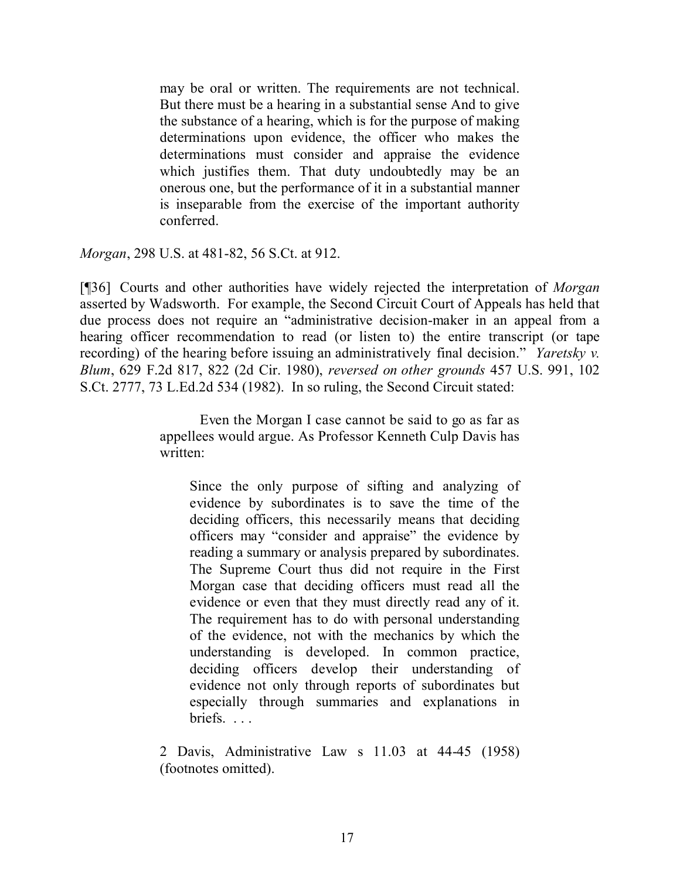> may be oral or written. The requirements are not technical. But there must be a hearing in a substantial sense And to give the substance of a hearing, which is for the purpose of making determinations upon evidence, the officer who makes the determinations must consider and appraise the evidence which justifies them. That duty undoubtedly may be an onerous one, but the performance of it in a substantial manner is inseparable from the exercise of the important authority conferred.

*Morgan*, 298 U.S. at 481-82, 56 S.Ct. at 912.

[¶36] Courts and other authorities have widely rejected the interpretation of *Morgan* asserted by Wadsworth. For example, the Second Circuit Court of Appeals has held that due process does not require an "administrative decision-maker in an appeal from a hearing officer recommendation to read (or listen to) the entire transcript (or tape recording) of the hearing before issuing an administratively final decision." *Yaretsky v. Blum*, 629 F.2d 817, 822 (2d Cir. 1980), *reversed on other grounds* 457 U.S. 991, 102 S.Ct. 2777, 73 L.Ed.2d 534 (1982). In so ruling, the Second Circuit stated:

> Even the Morgan I case cannot be said to go as far as appellees would argue. As Professor Kenneth Culp Davis has written:
>
> > Since the only purpose of sifting and analyzing of evidence by subordinates is to save the time of the deciding officers, this necessarily means that deciding officers may "consider and appraise" the evidence by reading a summary or analysis prepared by subordinates. The Supreme Court thus did not require in the First Morgan case that deciding officers must read all the evidence or even that they must directly read any of it. The requirement has to do with personal understanding of the evidence, not with the mechanics by which the understanding is developed. In common practice, deciding officers develop their understanding of evidence not only through reports of subordinates but especially through summaries and explanations in briefs. . . .
>
> 2 Davis, Administrative Law s 11.03 at 44-45 (1958) (footnotes omitted).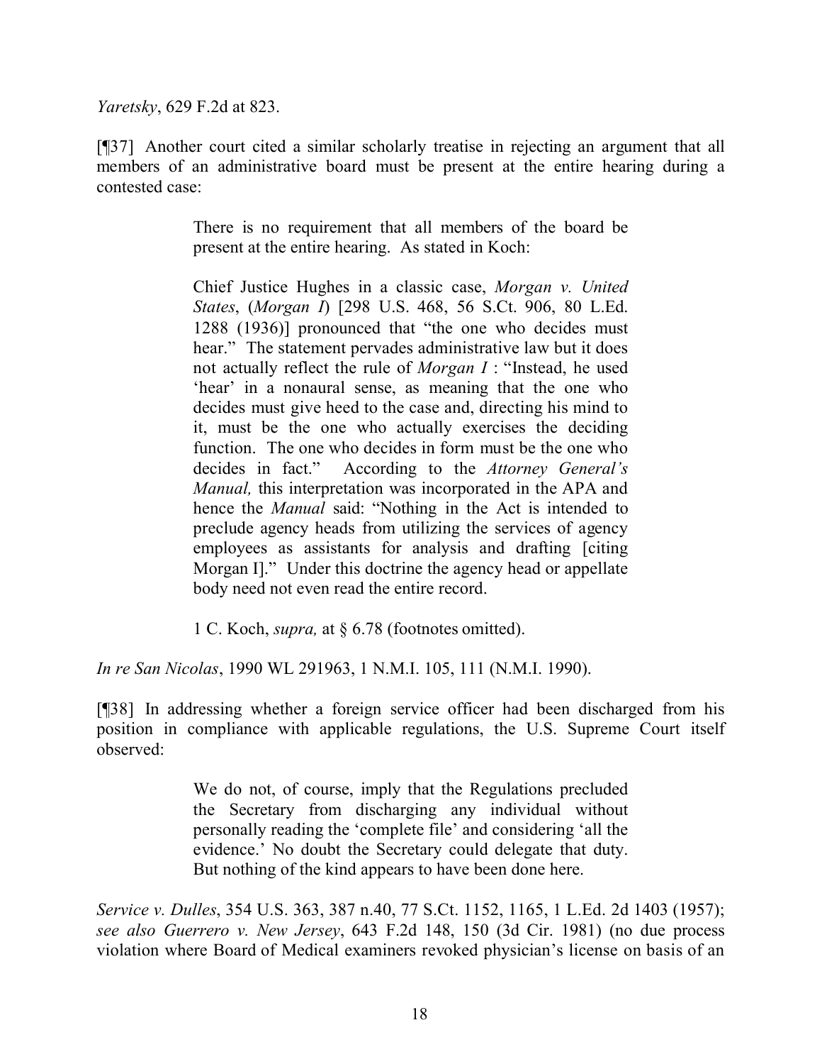*Yaretsky*, 629 F.2d at 823.

[¶37] Another court cited a similar scholarly treatise in rejecting an argument that all members of an administrative board must be present at the entire hearing during a contested case:

> There is no requirement that all members of the board be present at the entire hearing. As stated in Koch:
>
> Chief Justice Hughes in a classic case, *Morgan v. United States*, (*Morgan I*) [298 U.S. 468, 56 S.Ct. 906, 80 L.Ed. 1288 (1936)] pronounced that "the one who decides must hear." The statement pervades administrative law but it does not actually reflect the rule of *Morgan I* : "Instead, he used 'hear' in a nonaural sense, as meaning that the one who decides must give heed to the case and, directing his mind to it, must be the one who actually exercises the deciding function. The one who decides in form must be the one who decides in fact." According to the *Attorney General's Manual,* this interpretation was incorporated in the APA and hence the *Manual* said: "Nothing in the Act is intended to preclude agency heads from utilizing the services of agency employees as assistants for analysis and drafting [citing Morgan I]." Under this doctrine the agency head or appellate body need not even read the entire record.
>
> 1 C. Koch, *supra,* at § 6.78 (footnotes omitted).

*In re San Nicolas*, 1990 WL 291963, 1 N.M.I. 105, 111 (N.M.I. 1990).

[¶38] In addressing whether a foreign service officer had been discharged from his position in compliance with applicable regulations, the U.S. Supreme Court itself observed:

> We do not, of course, imply that the Regulations precluded the Secretary from discharging any individual without personally reading the 'complete file' and considering 'all the evidence.' No doubt the Secretary could delegate that duty. But nothing of the kind appears to have been done here.

*Service v. Dulles*, 354 U.S. 363, 387 n.40, 77 S.Ct. 1152, 1165, 1 L.Ed. 2d 1403 (1957); *see also Guerrero v. New Jersey*, 643 F.2d 148, 150 (3d Cir. 1981) (no due process violation where Board of Medical examiners revoked physician's license on basis of an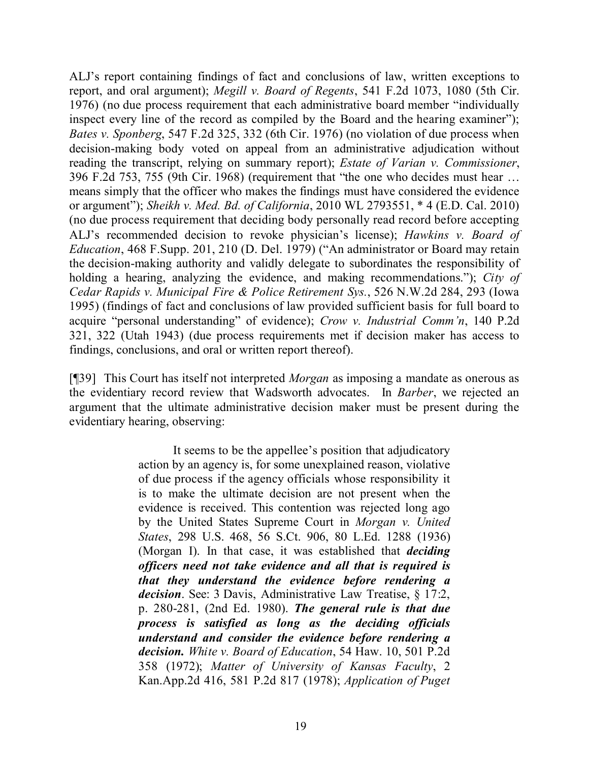ALJ's report containing findings of fact and conclusions of law, written exceptions to report, and oral argument); *Megill v. Board of Regents*, 541 F.2d 1073, 1080 (5th Cir. 1976) (no due process requirement that each administrative board member "individually inspect every line of the record as compiled by the Board and the hearing examiner"); *Bates v. Sponberg*, 547 F.2d 325, 332 (6th Cir. 1976) (no violation of due process when decision-making body voted on appeal from an administrative adjudication without reading the transcript, relying on summary report); *Estate of Varian v. Commissioner*, 396 F.2d 753, 755 (9th Cir. 1968) (requirement that "the one who decides must hear … means simply that the officer who makes the findings must have considered the evidence or argument"); *Sheikh v. Med. Bd. of California*, 2010 WL 2793551, * 4 (E.D. Cal. 2010) (no due process requirement that deciding body personally read record before accepting ALJ's recommended decision to revoke physician's license); *Hawkins v. Board of Education*, 468 F.Supp. 201, 210 (D. Del. 1979) ("An administrator or Board may retain the decision-making authority and validly delegate to subordinates the responsibility of holding a hearing, analyzing the evidence, and making recommendations."); *City of Cedar Rapids v. Municipal Fire & Police Retirement Sys.*, 526 N.W.2d 284, 293 (Iowa 1995) (findings of fact and conclusions of law provided sufficient basis for full board to acquire "personal understanding" of evidence); *Crow v. Industrial Comm'n*, 140 P.2d 321, 322 (Utah 1943) (due process requirements met if decision maker has access to findings, conclusions, and oral or written report thereof).

[¶39] This Court has itself not interpreted *Morgan* as imposing a mandate as onerous as the evidentiary record review that Wadsworth advocates. In *Barber*, we rejected an argument that the ultimate administrative decision maker must be present during the evidentiary hearing, observing:

> It seems to be the appellee's position that adjudicatory action by an agency is, for some unexplained reason, violative of due process if the agency officials whose responsibility it is to make the ultimate decision are not present when the evidence is received. This contention was rejected long ago by the United States Supreme Court in *Morgan v. United States*, 298 U.S. 468, 56 S.Ct. 906, 80 L.Ed. 1288 (1936) (Morgan I). In that case, it was established that ***deciding officers need not take evidence and all that is required is that they understand the evidence before rendering a decision***. See: 3 Davis, Administrative Law Treatise, § 17:2, p. 280-281, (2nd Ed. 1980). ***The general rule is that due process is satisfied as long as the deciding officials understand and consider the evidence before rendering a decision.*** *White v. Board of Education*, 54 Haw. 10, 501 P.2d 358 (1972); *Matter of University of Kansas Faculty*, 2 Kan.App.2d 416, 581 P.2d 817 (1978); *Application of Puget*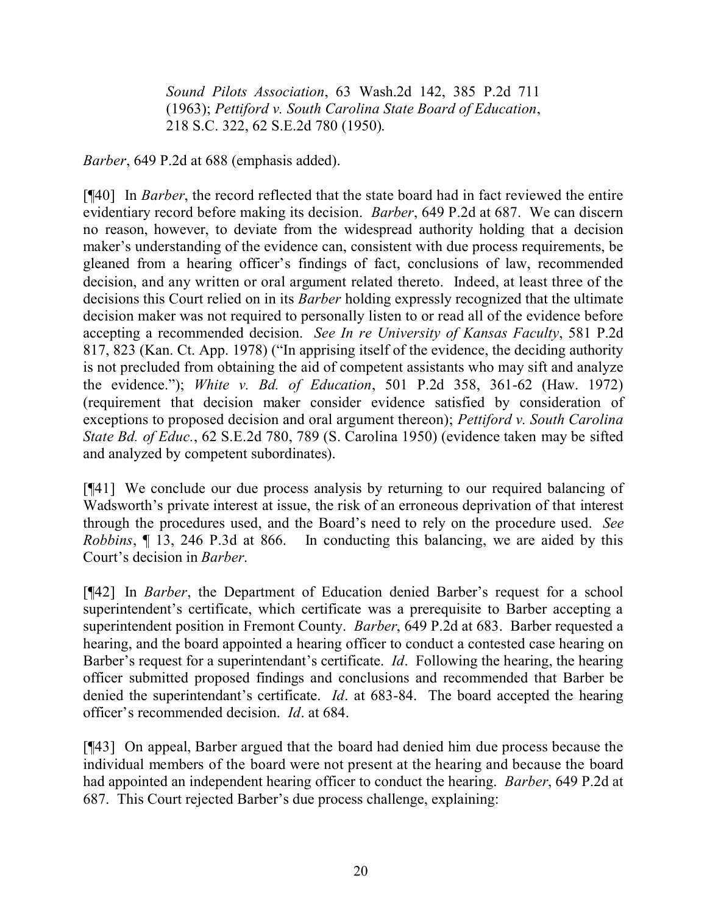> *Sound Pilots Association*, 63 Wash.2d 142, 385 P.2d 711 (1963); *Pettiford v. South Carolina State Board of Education*, 218 S.C. 322, 62 S.E.2d 780 (1950).

*Barber*, 649 P.2d at 688 (emphasis added).

[¶40] In *Barber*, the record reflected that the state board had in fact reviewed the entire evidentiary record before making its decision. *Barber*, 649 P.2d at 687. We can discern no reason, however, to deviate from the widespread authority holding that a decision maker's understanding of the evidence can, consistent with due process requirements, be gleaned from a hearing officer's findings of fact, conclusions of law, recommended decision, and any written or oral argument related thereto. Indeed, at least three of the decisions this Court relied on in its *Barber* holding expressly recognized that the ultimate decision maker was not required to personally listen to or read all of the evidence before accepting a recommended decision. *See In re University of Kansas Faculty*, 581 P.2d 817, 823 (Kan. Ct. App. 1978) ("In apprising itself of the evidence, the deciding authority is not precluded from obtaining the aid of competent assistants who may sift and analyze the evidence."); *White v. Bd. of Education*, 501 P.2d 358, 361-62 (Haw. 1972) (requirement that decision maker consider evidence satisfied by consideration of exceptions to proposed decision and oral argument thereon); *Pettiford v. South Carolina State Bd. of Educ.*, 62 S.E.2d 780, 789 (S. Carolina 1950) (evidence taken may be sifted and analyzed by competent subordinates).

[¶41] We conclude our due process analysis by returning to our required balancing of Wadsworth's private interest at issue, the risk of an erroneous deprivation of that interest through the procedures used, and the Board's need to rely on the procedure used. *See Robbins*, ¶ 13, 246 P.3d at 866. In conducting this balancing, we are aided by this Court's decision in *Barber*.

[¶42] In *Barber*, the Department of Education denied Barber's request for a school superintendent's certificate, which certificate was a prerequisite to Barber accepting a superintendent position in Fremont County. *Barber*, 649 P.2d at 683. Barber requested a hearing, and the board appointed a hearing officer to conduct a contested case hearing on Barber's request for a superintendant's certificate. *Id*. Following the hearing, the hearing officer submitted proposed findings and conclusions and recommended that Barber be denied the superintendant's certificate. *Id*. at 683-84. The board accepted the hearing officer's recommended decision. *Id*. at 684.

[¶43] On appeal, Barber argued that the board had denied him due process because the individual members of the board were not present at the hearing and because the board had appointed an independent hearing officer to conduct the hearing. *Barber*, 649 P.2d at 687. This Court rejected Barber's due process challenge, explaining: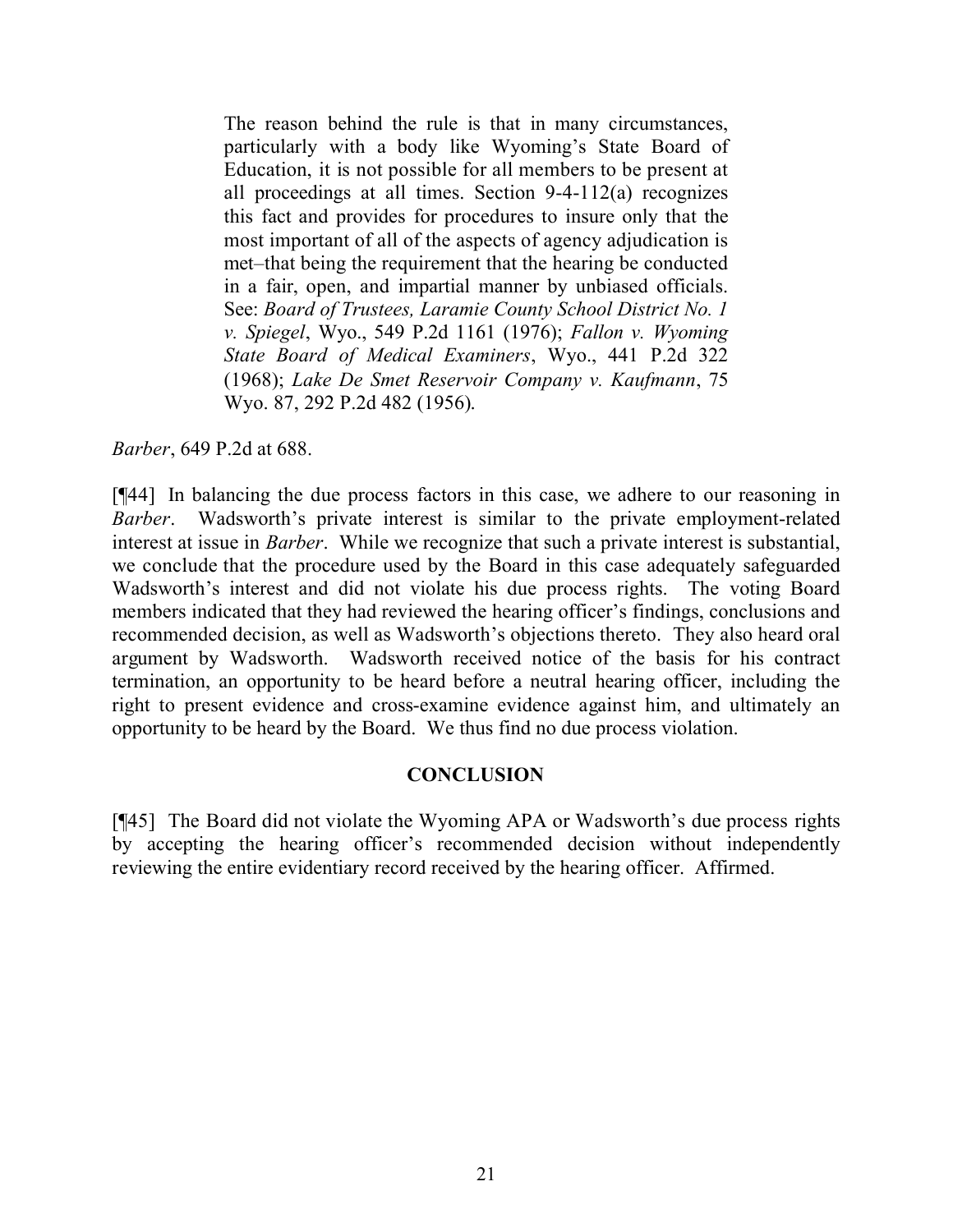> The reason behind the rule is that in many circumstances, particularly with a body like Wyoming's State Board of Education, it is not possible for all members to be present at all proceedings at all times. Section 9-4-112(a) recognizes this fact and provides for procedures to insure only that the most important of all of the aspects of agency adjudication is met–that being the requirement that the hearing be conducted in a fair, open, and impartial manner by unbiased officials. See: *Board of Trustees, Laramie County School District No. 1 v. Spiegel*, Wyo., 549 P.2d 1161 (1976); *Fallon v. Wyoming State Board of Medical Examiners*, Wyo., 441 P.2d 322 (1968); *Lake De Smet Reservoir Company v. Kaufmann*, 75 Wyo. 87, 292 P.2d 482 (1956).

*Barber*, 649 P.2d at 688.

[¶44] In balancing the due process factors in this case, we adhere to our reasoning in *Barber*. Wadsworth's private interest is similar to the private employment-related interest at issue in *Barber*. While we recognize that such a private interest is substantial, we conclude that the procedure used by the Board in this case adequately safeguarded Wadsworth's interest and did not violate his due process rights. The voting Board members indicated that they had reviewed the hearing officer's findings, conclusions and recommended decision, as well as Wadsworth's objections thereto. They also heard oral argument by Wadsworth. Wadsworth received notice of the basis for his contract termination, an opportunity to be heard before a neutral hearing officer, including the right to present evidence and cross-examine evidence against him, and ultimately an opportunity to be heard by the Board. We thus find no due process violation.

## CONCLUSION

[¶45] The Board did not violate the Wyoming APA or Wadsworth's due process rights by accepting the hearing officer's recommended decision without independently reviewing the entire evidentiary record received by the hearing officer. Affirmed.